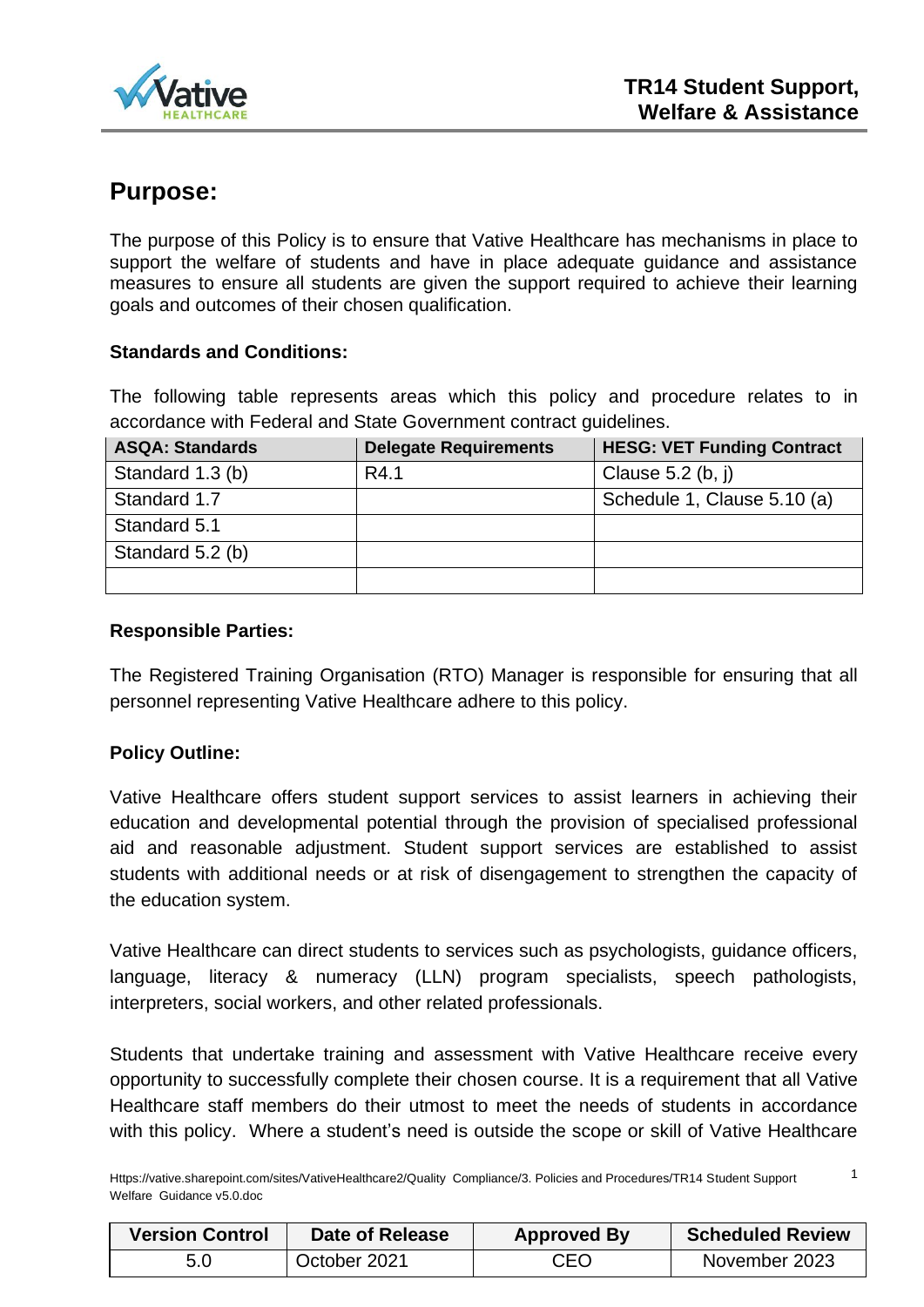# Purpose:

The purpose of this Policy is to ensure that Vative Healthcare has mechanisms in place to support the welfare of students and have in place adequate guidance and assistance measures to ensure all students are given the support required to achieve their learning goals and outcomes of their chosen qualification.

**Standards and Conditions:**

The following table represents areas which this policy and procedure relates to in accordance with Federal and State Government contract guidelines.

| ASQA: Standards | Delegate Requirements | HESG: VET Funding Contract |
|---|---|---|
| Standard 1.3 (b) | R4.1 | Clause 5.2 (b, j) |
| Standard 1.7 | | Schedule 1, Clause 5.10 (a) |
| Standard 5.1 | | |
| Standard 5.2 (b) | | |
| | | |

**Responsible Parties:**

The Registered Training Organisation (RTO) Manager is responsible for ensuring that all personnel representing Vative Healthcare adhere to this policy.

**Policy Outline:**

Vative Healthcare offers student support services to assist learners in achieving their education and developmental potential through the provision of specialised professional aid and reasonable adjustment. Student support services are established to assist students with additional needs or at risk of disengagement to strengthen the capacity of the education system.

Vative Healthcare can direct students to services such as psychologists, guidance officers, language, literacy & numeracy (LLN) program specialists, speech pathologists, interpreters, social workers, and other related professionals.

Students that undertake training and assessment with Vative Healthcare receive every opportunity to successfully complete their chosen course. It is a requirement that all Vative Healthcare staff members do their utmost to meet the needs of students in accordance with this policy. Where a student's need is outside the scope or skill of Vative Healthcare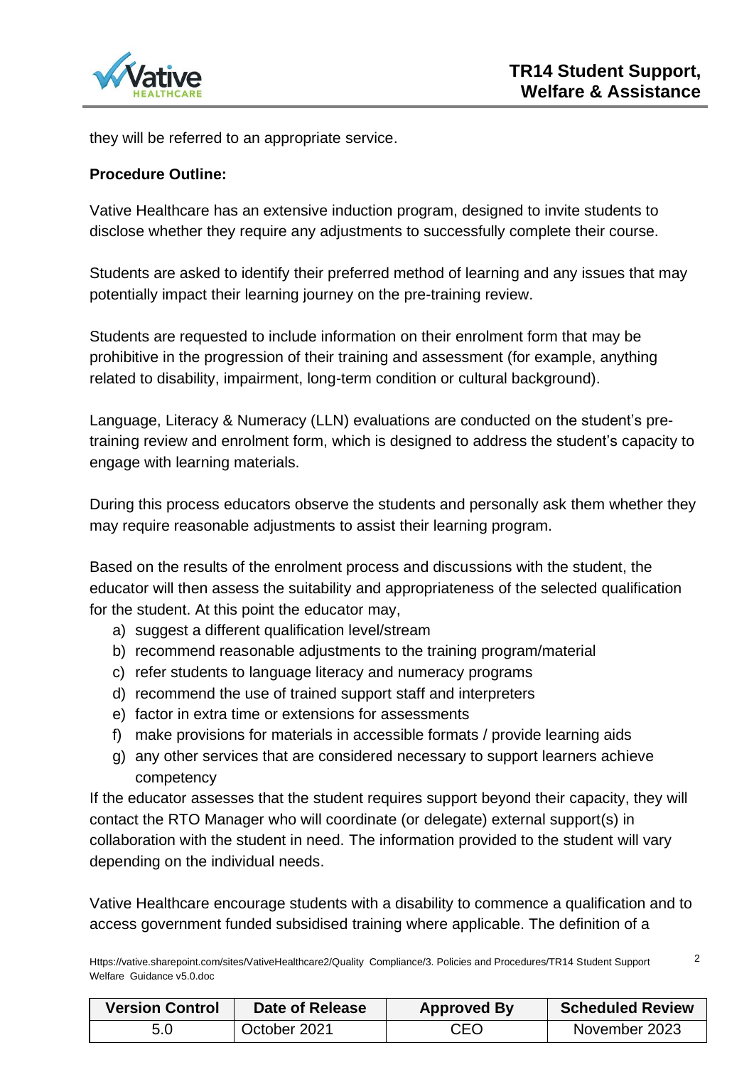they will be referred to an appropriate service.

**Procedure Outline:**

Vative Healthcare has an extensive induction program, designed to invite students to disclose whether they require any adjustments to successfully complete their course.

Students are asked to identify their preferred method of learning and any issues that may potentially impact their learning journey on the pre-training review.

Students are requested to include information on their enrolment form that may be prohibitive in the progression of their training and assessment (for example, anything related to disability, impairment, long-term condition or cultural background).

Language, Literacy & Numeracy (LLN) evaluations are conducted on the student's pre-training review and enrolment form, which is designed to address the student's capacity to engage with learning materials.

During this process educators observe the students and personally ask them whether they may require reasonable adjustments to assist their learning program.

Based on the results of the enrolment process and discussions with the student, the educator will then assess the suitability and appropriateness of the selected qualification for the student. At this point the educator may,

a) suggest a different qualification level/stream
b) recommend reasonable adjustments to the training program/material
c) refer students to language literacy and numeracy programs
d) recommend the use of trained support staff and interpreters
e) factor in extra time or extensions for assessments
f) make provisions for materials in accessible formats / provide learning aids
g) any other services that are considered necessary to support learners achieve competency

If the educator assesses that the student requires support beyond their capacity, they will contact the RTO Manager who will coordinate (or delegate) external support(s) in collaboration with the student in need. The information provided to the student will vary depending on the individual needs.

Vative Healthcare encourage students with a disability to commence a qualification and to access government funded subsidised training where applicable. The definition of a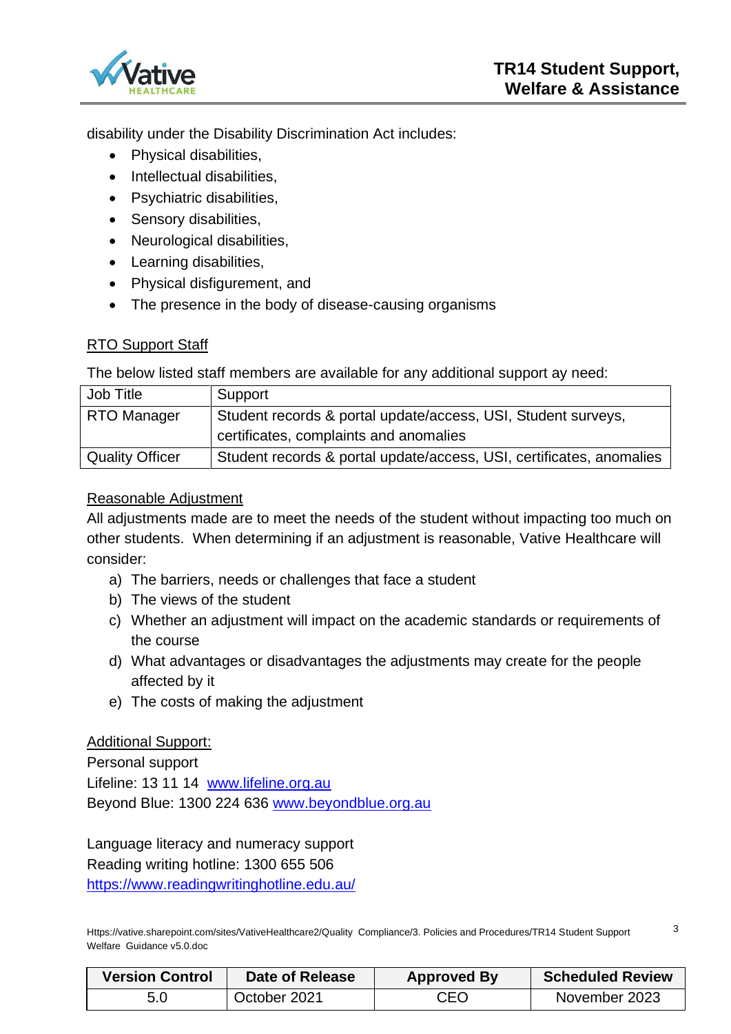disability under the Disability Discrimination Act includes:

- Physical disabilities,
- Intellectual disabilities,
- Psychiatric disabilities,
- Sensory disabilities,
- Neurological disabilities,
- Learning disabilities,
- Physical disfigurement, and
- The presence in the body of disease-causing organisms

<u>RTO Support Staff</u>

The below listed staff members are available for any additional support ay need:

| Job Title | Support |
|---|---|
| RTO Manager | Student records & portal update/access, USI, Student surveys, certificates, complaints and anomalies |
| Quality Officer | Student records & portal update/access, USI, certificates, anomalies |

<u>Reasonable Adjustment</u>

All adjustments made are to meet the needs of the student without impacting too much on other students. When determining if an adjustment is reasonable, Vative Healthcare will consider:

a) The barriers, needs or challenges that face a student
b) The views of the student
c) Whether an adjustment will impact on the academic standards or requirements of the course
d) What advantages or disadvantages the adjustments may create for the people affected by it
e) The costs of making the adjustment

<u>Additional Support:</u>

Personal support
Lifeline: 13 11 14 www.lifeline.org.au
Beyond Blue: 1300 224 636 www.beyondblue.org.au

Language literacy and numeracy support
Reading writing hotline: 1300 655 506
https://www.readingwritinghotline.edu.au/